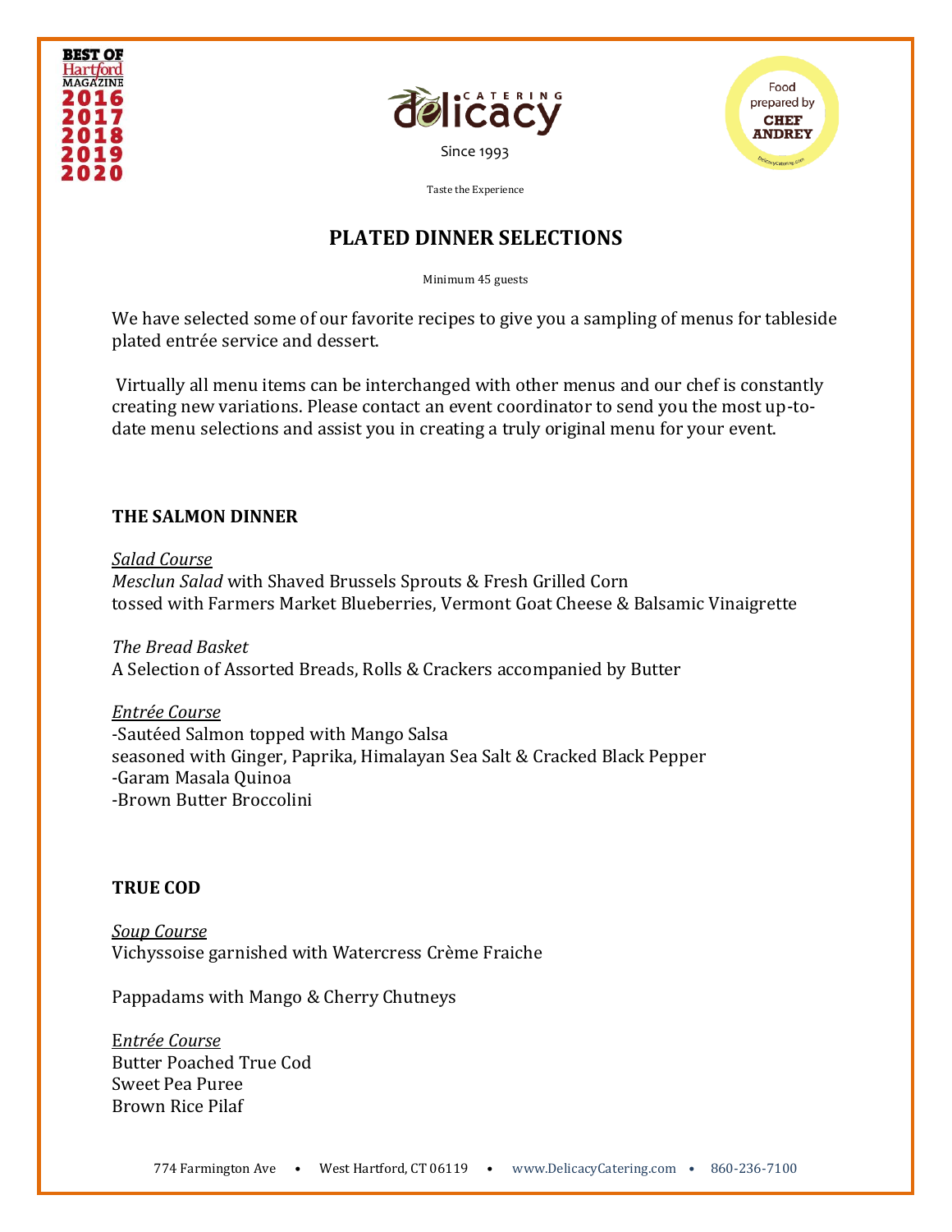BEST OF Hartford MAGAZINE 2016 2017 2018 2019 2020

delicacy CATERING

Since 1993

Taste the Experience

Food prepared by CHEF ANDREY

# PLATED DINNER SELECTIONS

Minimum 45 guests

We have selected some of our favorite recipes to give you a sampling of menus for tableside plated entrée service and dessert.

Virtually all menu items can be interchanged with other menus and our chef is constantly creating new variations. Please contact an event coordinator to send you the most up-to-date menu selections and assist you in creating a truly original menu for your event.

## THE SALMON DINNER

*Salad Course*
*Mesclun Salad* with Shaved Brussels Sprouts & Fresh Grilled Corn
tossed with Farmers Market Blueberries, Vermont Goat Cheese & Balsamic Vinaigrette

*The Bread Basket*
A Selection of Assorted Breads, Rolls & Crackers accompanied by Butter

*Entrée Course*
-Sautéed Salmon topped with Mango Salsa
seasoned with Ginger, Paprika, Himalayan Sea Salt & Cracked Black Pepper
-Garam Masala Quinoa
-Brown Butter Broccolini

## TRUE COD

*Soup Course*
Vichyssoise garnished with Watercress Crème Fraiche

Pappadams with Mango & Cherry Chutneys

*Entrée Course*
Butter Poached True Cod
Sweet Pea Puree
Brown Rice Pilaf

774 Farmington Ave • West Hartford, CT 06119 • www.DelicacyCatering.com • 860-236-7100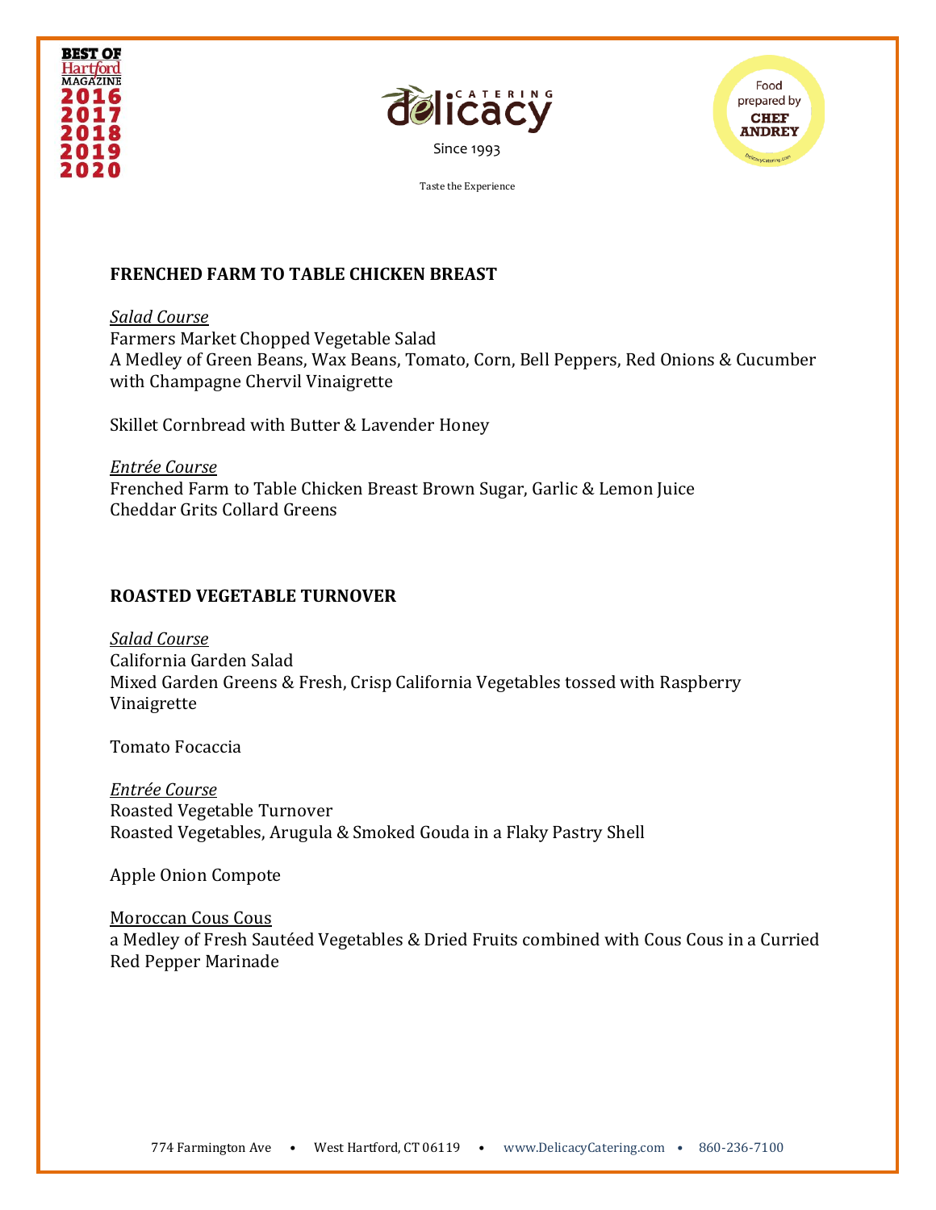## FRENCHED FARM TO TABLE CHICKEN BREAST

*Salad Course*
Farmers Market Chopped Vegetable Salad
A Medley of Green Beans, Wax Beans, Tomato, Corn, Bell Peppers, Red Onions & Cucumber with Champagne Chervil Vinaigrette

Skillet Cornbread with Butter & Lavender Honey

*Entrée Course*
Frenched Farm to Table Chicken Breast Brown Sugar, Garlic & Lemon Juice
Cheddar Grits Collard Greens

## ROASTED VEGETABLE TURNOVER

*Salad Course*
California Garden Salad
Mixed Garden Greens & Fresh, Crisp California Vegetables tossed with Raspberry Vinaigrette

Tomato Focaccia

*Entrée Course*
Roasted Vegetable Turnover
Roasted Vegetables, Arugula & Smoked Gouda in a Flaky Pastry Shell

Apple Onion Compote

Moroccan Cous Cous
a Medley of Fresh Sautéed Vegetables & Dried Fruits combined with Cous Cous in a Curried Red Pepper Marinade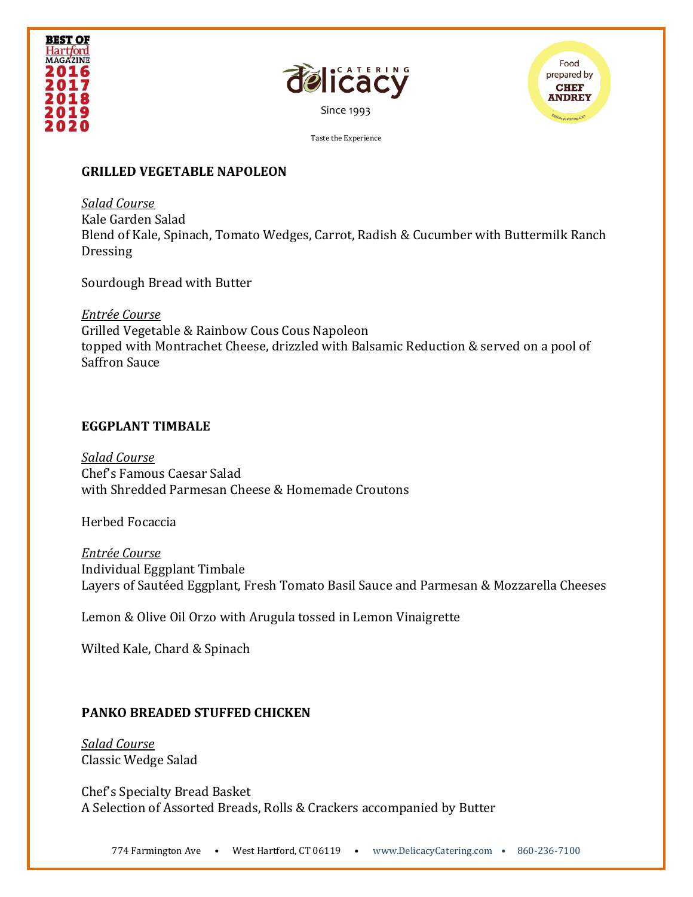### GRILLED VEGETABLE NAPOLEON

*Salad Course*
Kale Garden Salad
Blend of Kale, Spinach, Tomato Wedges, Carrot, Radish & Cucumber with Buttermilk Ranch Dressing

Sourdough Bread with Butter

*Entrée Course*
Grilled Vegetable & Rainbow Cous Cous Napoleon
topped with Montrachet Cheese, drizzled with Balsamic Reduction & served on a pool of Saffron Sauce

### EGGPLANT TIMBALE

*Salad Course*
Chef's Famous Caesar Salad
with Shredded Parmesan Cheese & Homemade Croutons

Herbed Focaccia

*Entrée Course*
Individual Eggplant Timbale
Layers of Sautéed Eggplant, Fresh Tomato Basil Sauce and Parmesan & Mozzarella Cheeses

Lemon & Olive Oil Orzo with Arugula tossed in Lemon Vinaigrette

Wilted Kale, Chard & Spinach

### PANKO BREADED STUFFED CHICKEN

*Salad Course*
Classic Wedge Salad

Chef's Specialty Bread Basket
A Selection of Assorted Breads, Rolls & Crackers accompanied by Butter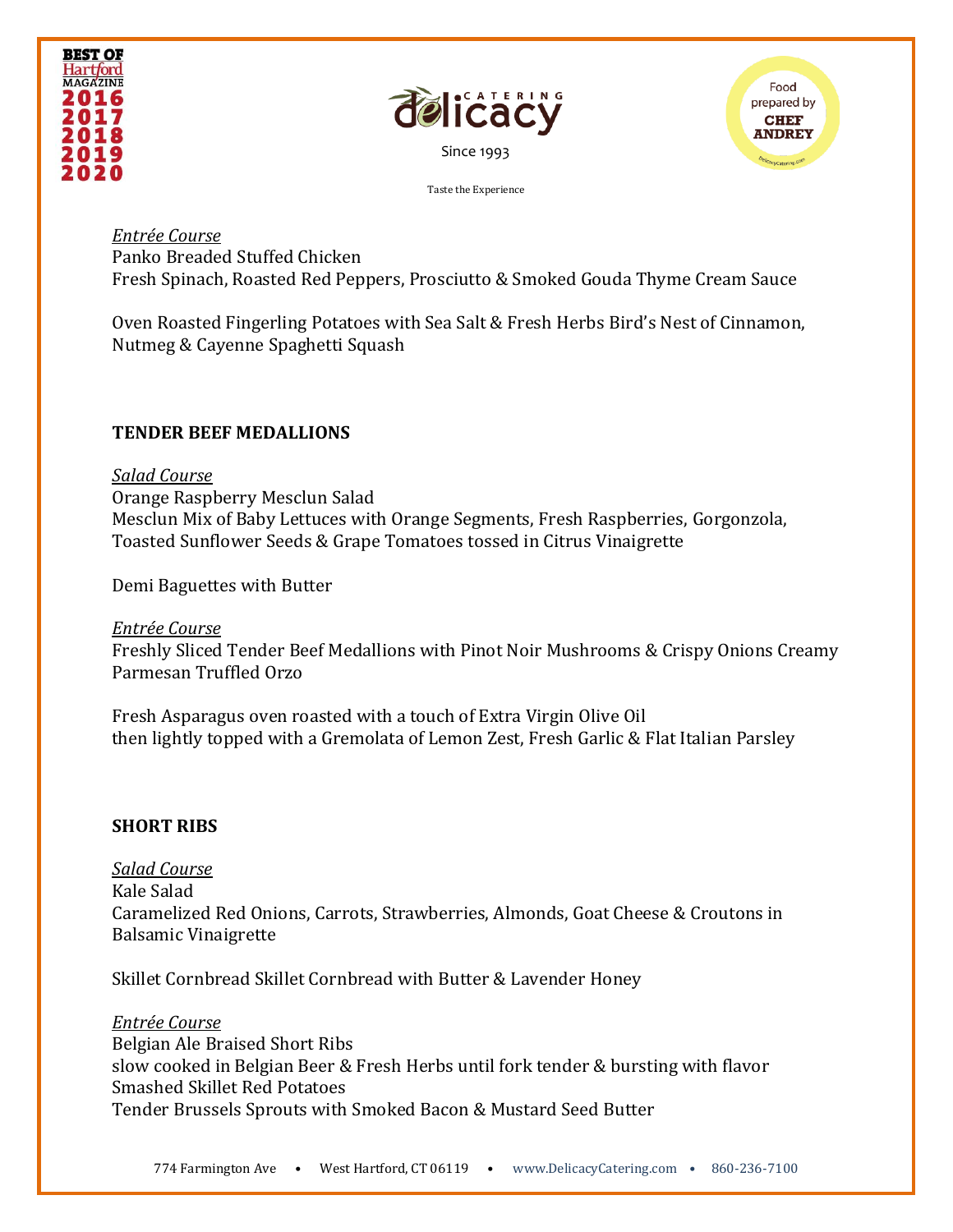*Entrée Course*
Panko Breaded Stuffed Chicken
Fresh Spinach, Roasted Red Peppers, Prosciutto & Smoked Gouda Thyme Cream Sauce

Oven Roasted Fingerling Potatoes with Sea Salt & Fresh Herbs Bird's Nest of Cinnamon, Nutmeg & Cayenne Spaghetti Squash

**TENDER BEEF MEDALLIONS**

*Salad Course*
Orange Raspberry Mesclun Salad
Mesclun Mix of Baby Lettuces with Orange Segments, Fresh Raspberries, Gorgonzola, Toasted Sunflower Seeds & Grape Tomatoes tossed in Citrus Vinaigrette

Demi Baguettes with Butter

*Entrée Course*
Freshly Sliced Tender Beef Medallions with Pinot Noir Mushrooms & Crispy Onions Creamy Parmesan Truffled Orzo

Fresh Asparagus oven roasted with a touch of Extra Virgin Olive Oil
then lightly topped with a Gremolata of Lemon Zest, Fresh Garlic & Flat Italian Parsley

**SHORT RIBS**

*Salad Course*
Kale Salad
Caramelized Red Onions, Carrots, Strawberries, Almonds, Goat Cheese & Croutons in Balsamic Vinaigrette

Skillet Cornbread Skillet Cornbread with Butter & Lavender Honey

*Entrée Course*
Belgian Ale Braised Short Ribs
slow cooked in Belgian Beer & Fresh Herbs until fork tender & bursting with flavor
Smashed Skillet Red Potatoes
Tender Brussels Sprouts with Smoked Bacon & Mustard Seed Butter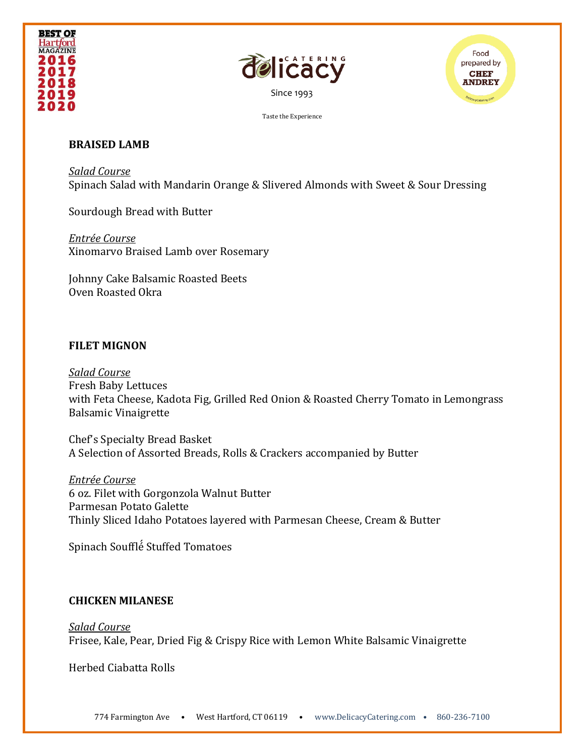## BRAISED LAMB

*Salad Course*
Spinach Salad with Mandarin Orange & Slivered Almonds with Sweet & Sour Dressing

Sourdough Bread with Butter

*Entrée Course*
Xinomarvo Braised Lamb over Rosemary

Johnny Cake Balsamic Roasted Beets
Oven Roasted Okra

## FILET MIGNON

*Salad Course*
Fresh Baby Lettuces
with Feta Cheese, Kadota Fig, Grilled Red Onion & Roasted Cherry Tomato in Lemongrass Balsamic Vinaigrette

Chef's Specialty Bread Basket
A Selection of Assorted Breads, Rolls & Crackers accompanied by Butter

*Entrée Course*
6 oz. Filet with Gorgonzola Walnut Butter
Parmesan Potato Galette
Thinly Sliced Idaho Potatoes layered with Parmesan Cheese, Cream & Butter

Spinach Soufflé Stuffed Tomatoes

## CHICKEN MILANESE

*Salad Course*
Frisee, Kale, Pear, Dried Fig & Crispy Rice with Lemon White Balsamic Vinaigrette

Herbed Ciabatta Rolls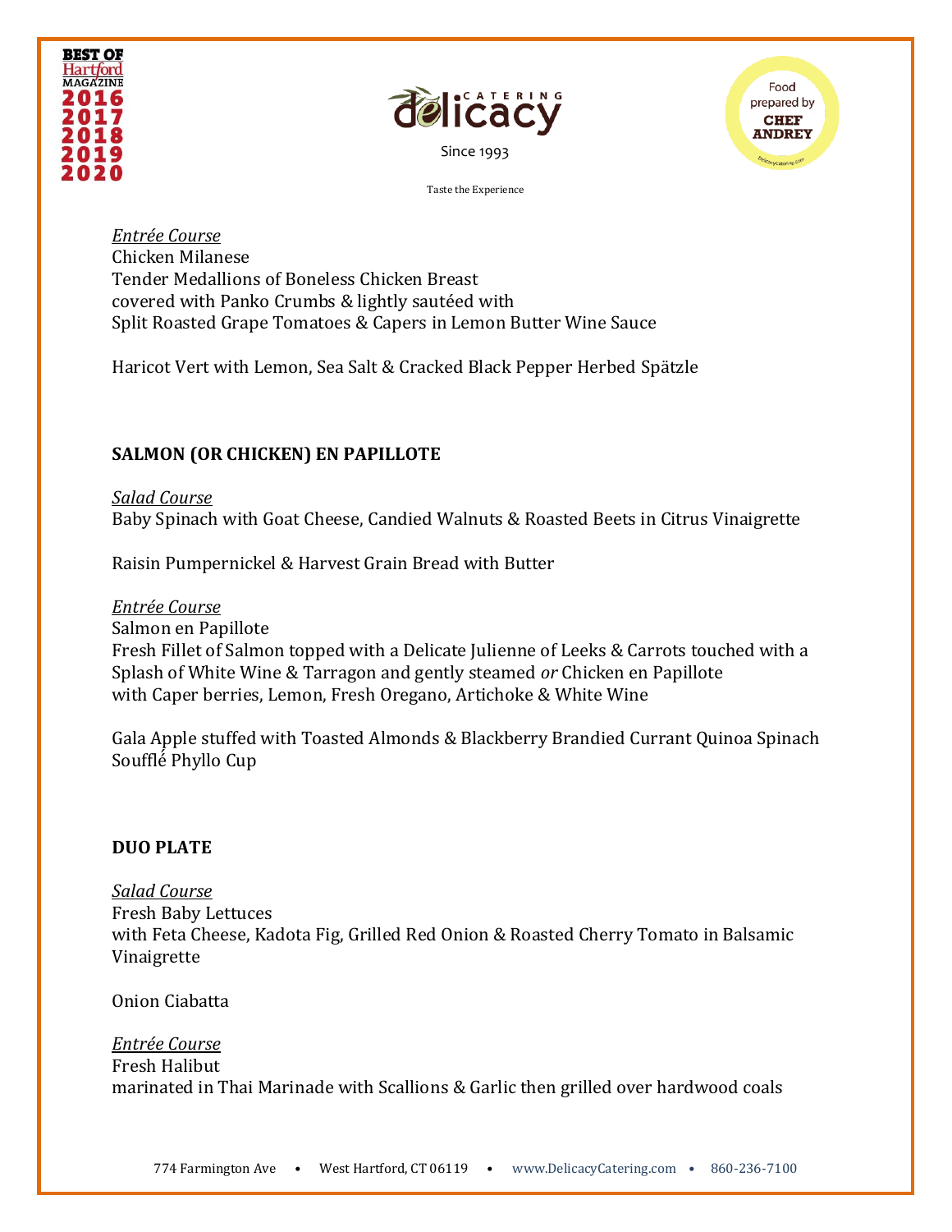*Entrée Course*
Chicken Milanese
Tender Medallions of Boneless Chicken Breast
covered with Panko Crumbs & lightly sautéed with
Split Roasted Grape Tomatoes & Capers in Lemon Butter Wine Sauce

Haricot Vert with Lemon, Sea Salt & Cracked Black Pepper Herbed Spätzle

**SALMON (OR CHICKEN) EN PAPILLOTE**

*Salad Course*
Baby Spinach with Goat Cheese, Candied Walnuts & Roasted Beets in Citrus Vinaigrette

Raisin Pumpernickel & Harvest Grain Bread with Butter

*Entrée Course*
Salmon en Papillote
Fresh Fillet of Salmon topped with a Delicate Julienne of Leeks & Carrots touched with a Splash of White Wine & Tarragon and gently steamed *or* Chicken en Papillote
with Caper berries, Lemon, Fresh Oregano, Artichoke & White Wine

Gala Apple stuffed with Toasted Almonds & Blackberry Brandied Currant Quinoa Spinach Soufflé Phyllo Cup

**DUO PLATE**

*Salad Course*
Fresh Baby Lettuces
with Feta Cheese, Kadota Fig, Grilled Red Onion & Roasted Cherry Tomato in Balsamic Vinaigrette

Onion Ciabatta

*Entrée Course*
Fresh Halibut
marinated in Thai Marinade with Scallions & Garlic then grilled over hardwood coals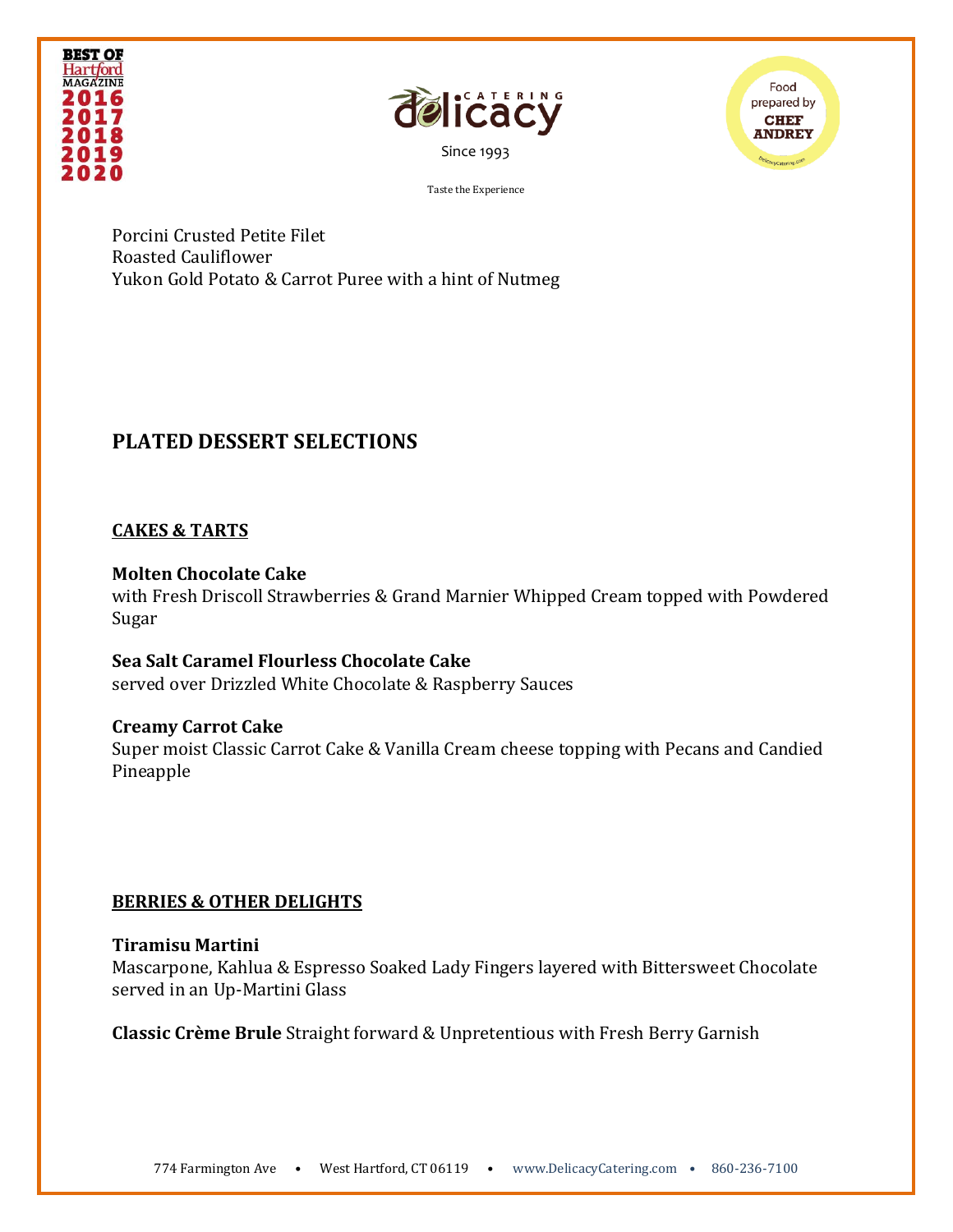Porcini Crusted Petite Filet
Roasted Cauliflower
Yukon Gold Potato & Carrot Puree with a hint of Nutmeg

## PLATED DESSERT SELECTIONS

### CAKES & TARTS

**Molten Chocolate Cake**
with Fresh Driscoll Strawberries & Grand Marnier Whipped Cream topped with Powdered Sugar

**Sea Salt Caramel Flourless Chocolate Cake**
served over Drizzled White Chocolate & Raspberry Sauces

**Creamy Carrot Cake**
Super moist Classic Carrot Cake & Vanilla Cream cheese topping with Pecans and Candied Pineapple

### BERRIES & OTHER DELIGHTS

**Tiramisu Martini**
Mascarpone, Kahlua & Espresso Soaked Lady Fingers layered with Bittersweet Chocolate served in an Up-Martini Glass

**Classic Crème Brule** Straight forward & Unpretentious with Fresh Berry Garnish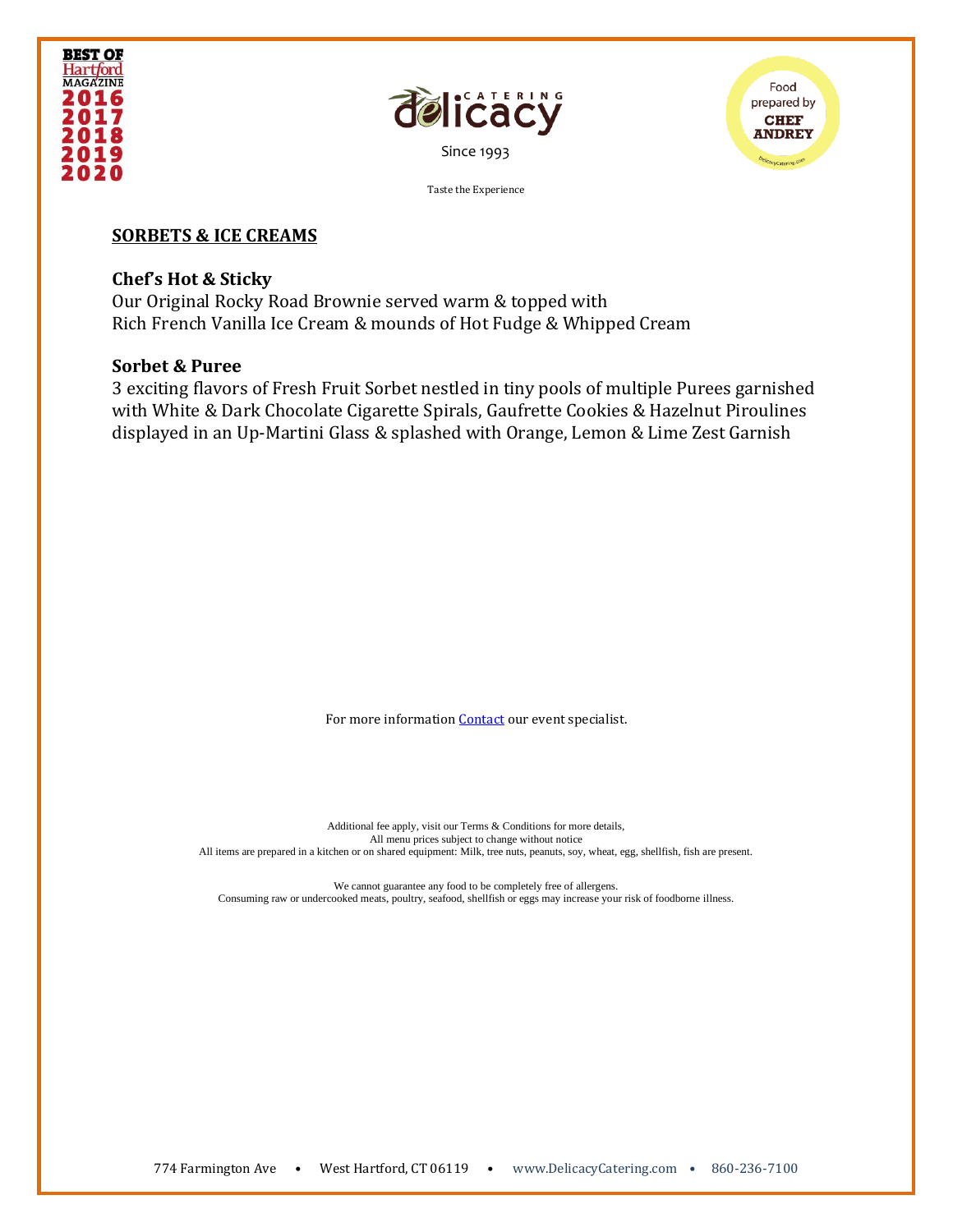## SORBETS & ICE CREAMS

### Chef's Hot & Sticky

Our Original Rocky Road Brownie served warm & topped with
Rich French Vanilla Ice Cream & mounds of Hot Fudge & Whipped Cream

### Sorbet & Puree

3 exciting flavors of Fresh Fruit Sorbet nestled in tiny pools of multiple Purees garnished with White & Dark Chocolate Cigarette Spirals, Gaufrette Cookies & Hazelnut Piroulines displayed in an Up-Martini Glass & splashed with Orange, Lemon & Lime Zest Garnish

For more information Contact our event specialist.

Additional fee apply, visit our Terms & Conditions for more details,
All menu prices subject to change without notice
All items are prepared in a kitchen or on shared equipment: Milk, tree nuts, peanuts, soy, wheat, egg, shellfish, fish are present.

We cannot guarantee any food to be completely free of allergens.
Consuming raw or undercooked meats, poultry, seafood, shellfish or eggs may increase your risk of foodborne illness.